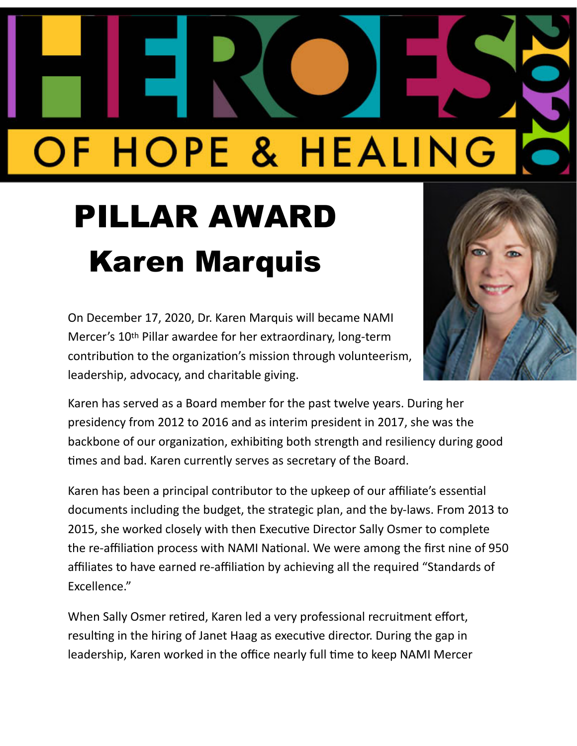# HEROES 2020 OF HOPE & HEALING

# PILLAR AWARD

## Karen Marquis

On December 17, 2020, Dr. Karen Marquis will became NAMI Mercer's 10th Pillar awardee for her extraordinary, long-term contribution to the organization's mission through volunteerism, leadership, advocacy, and charitable giving.

Karen has served as a Board member for the past twelve years. During her presidency from 2012 to 2016 and as interim president in 2017, she was the backbone of our organization, exhibiting both strength and resiliency during good times and bad. Karen currently serves as secretary of the Board.

Karen has been a principal contributor to the upkeep of our affiliate's essential documents including the budget, the strategic plan, and the by-laws. From 2013 to 2015, she worked closely with then Executive Director Sally Osmer to complete the re-affiliation process with NAMI National. We were among the first nine of 950 affiliates to have earned re-affiliation by achieving all the required "Standards of Excellence."

When Sally Osmer retired, Karen led a very professional recruitment effort, resulting in the hiring of Janet Haag as executive director. During the gap in leadership, Karen worked in the office nearly full time to keep NAMI Mercer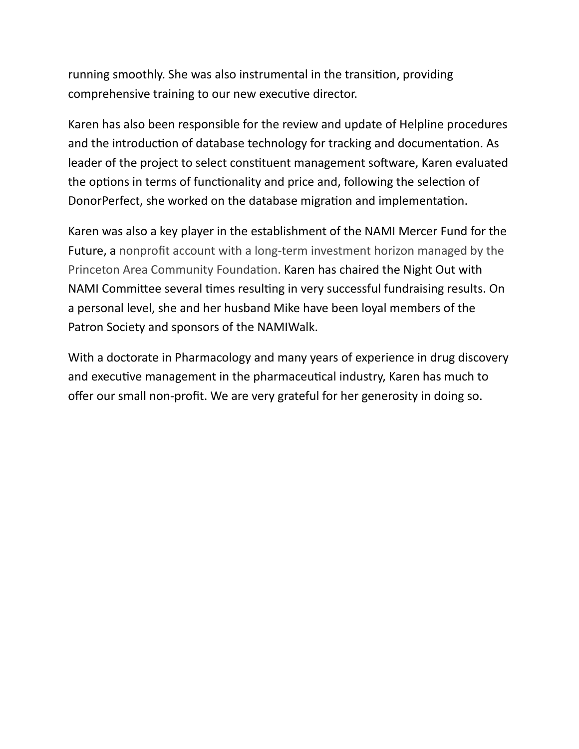running smoothly. She was also instrumental in the transition, providing comprehensive training to our new executive director.

Karen has also been responsible for the review and update of Helpline procedures and the introduction of database technology for tracking and documentation. As leader of the project to select constituent management software, Karen evaluated the options in terms of functionality and price and, following the selection of DonorPerfect, she worked on the database migration and implementation.

Karen was also a key player in the establishment of the NAMI Mercer Fund for the Future, a nonprofit account with a long-term investment horizon managed by the Princeton Area Community Foundation. Karen has chaired the Night Out with NAMI Committee several times resulting in very successful fundraising results. On a personal level, she and her husband Mike have been loyal members of the Patron Society and sponsors of the NAMIWalk.

With a doctorate in Pharmacology and many years of experience in drug discovery and executive management in the pharmaceutical industry, Karen has much to offer our small non-profit. We are very grateful for her generosity in doing so.